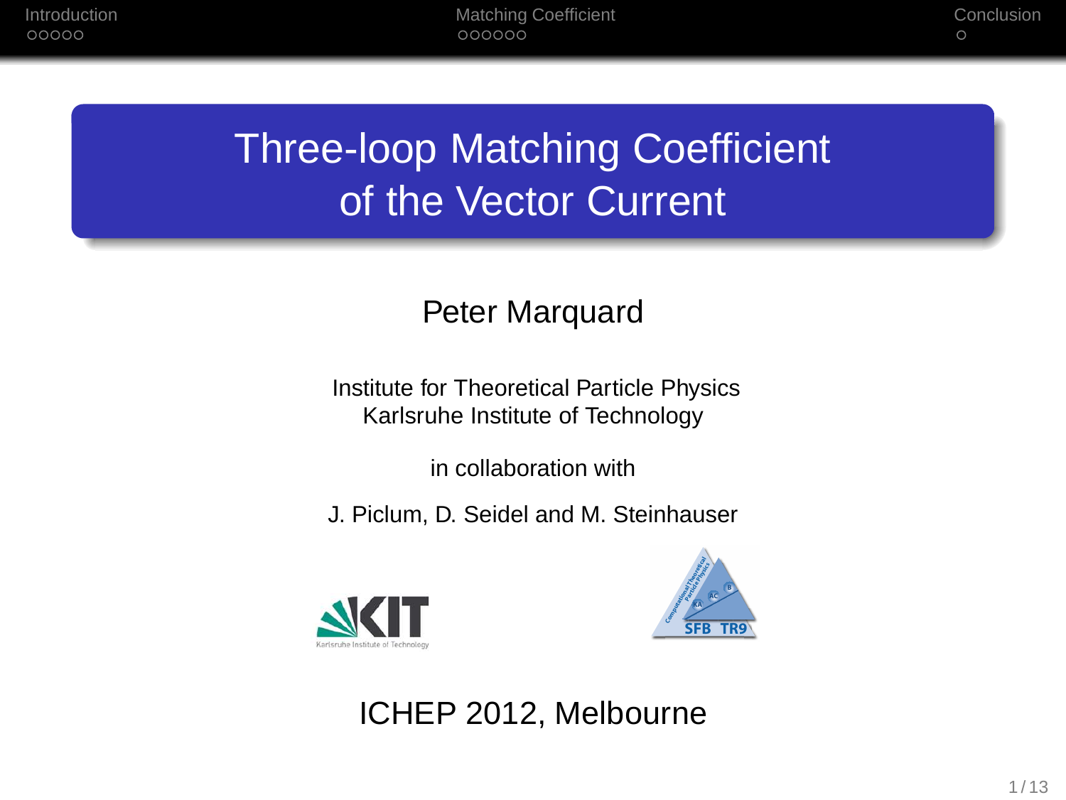# Three-loop Matching Coefficient of the Vector Current

Peter Marquard

Institute for Theoretical Particle Physics
Karlsruhe Institute of Technology

in collaboration with

J. Piclum, D. Seidel and M. Steinhauser

ICHEP 2012, Melbourne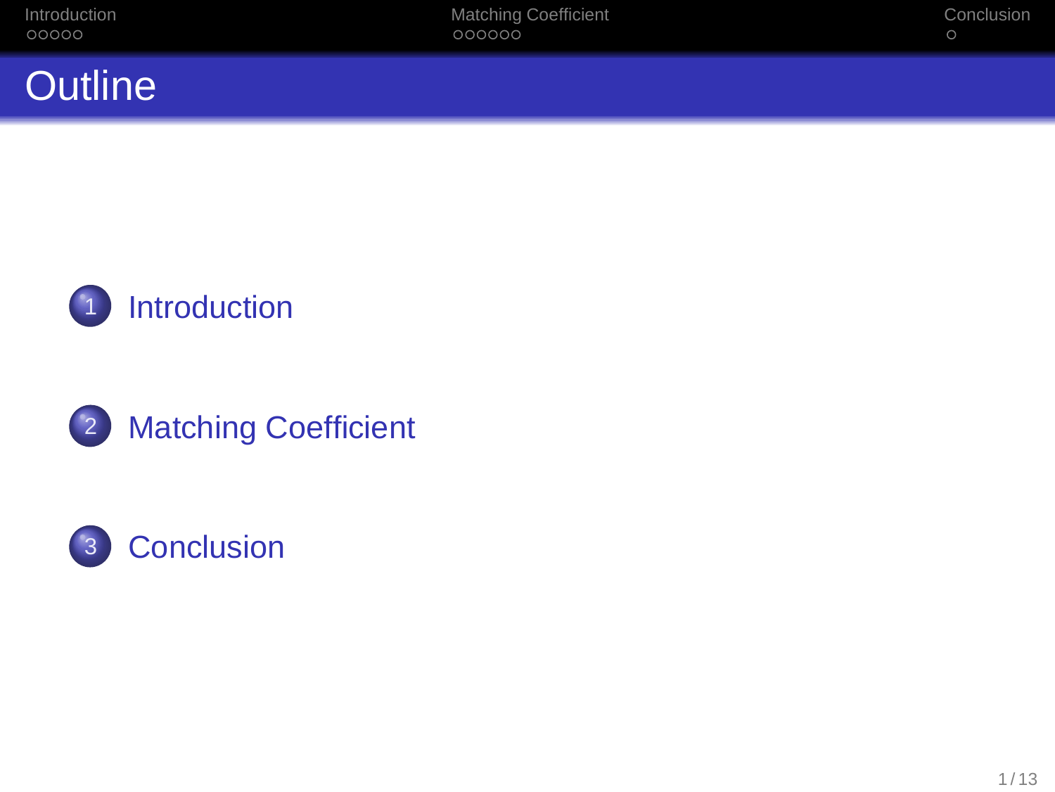# Outline

1. Introduction
2. Matching Coefficient
3. Conclusion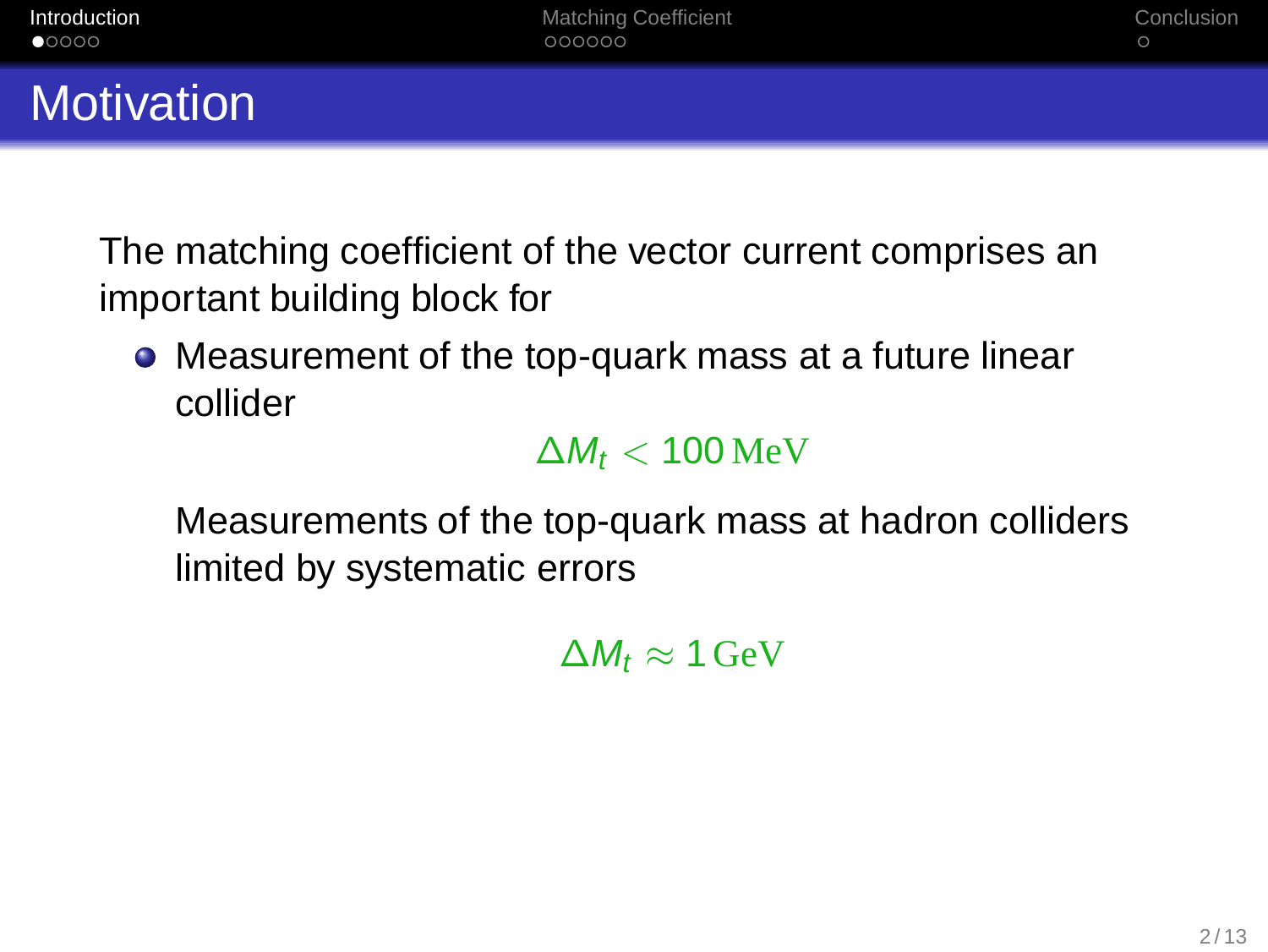# Motivation

The matching coefficient of the vector current comprises an important building block for

- Measurement of the top-quark mass at a future linear collider

$$\Delta M_t < 100\,\mathrm{MeV}$$

  Measurements of the top-quark mass at hadron colliders limited by systematic errors

$$\Delta M_t \approx 1\,\mathrm{GeV}$$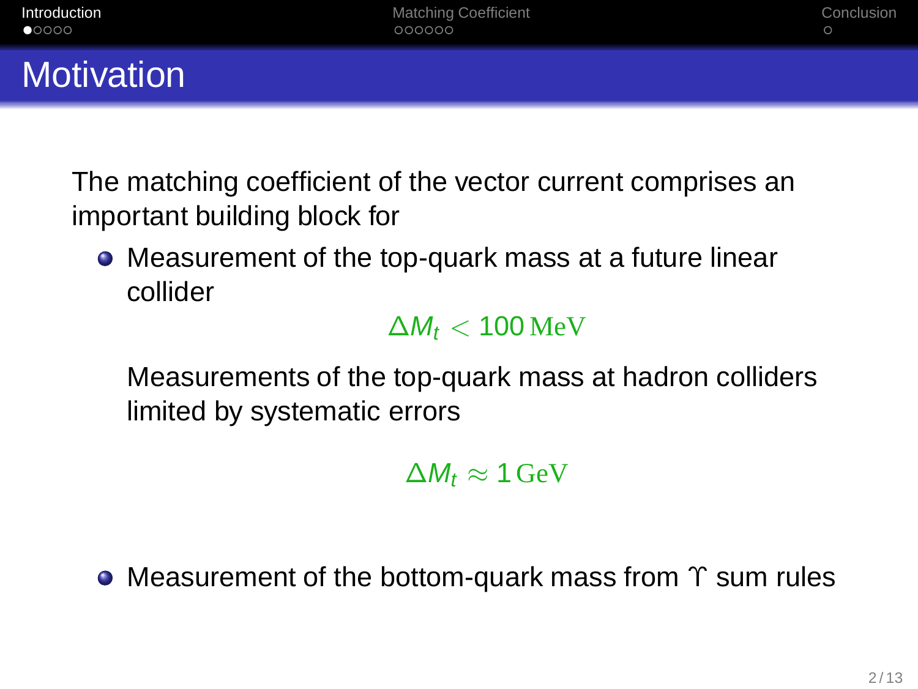# Motivation

The matching coefficient of the vector current comprises an important building block for

- Measurement of the top-quark mass at a future linear collider

  $$\Delta M_t < 100\,\mathrm{MeV}$$

  Measurements of the top-quark mass at hadron colliders limited by systematic errors

  $$\Delta M_t \approx 1\,\mathrm{GeV}$$

- Measurement of the bottom-quark mass from $\Upsilon$ sum rules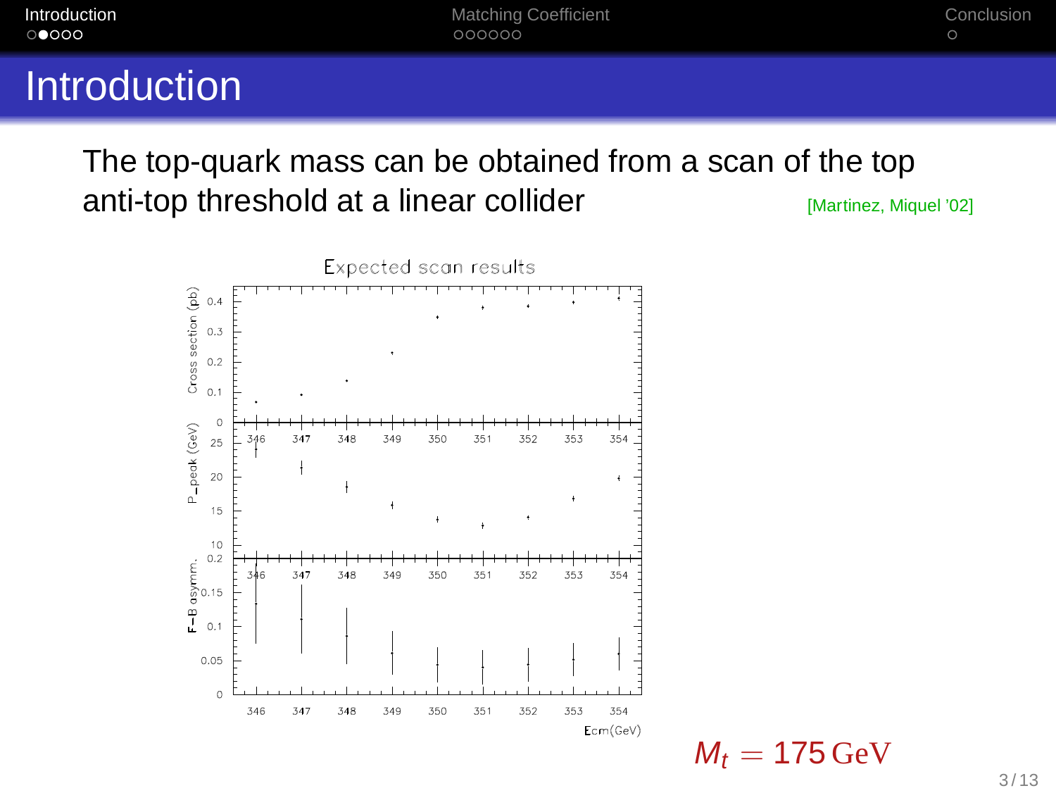# Introduction

The top-quark mass can be obtained from a scan of the top anti-top threshold at a linear collider [Martinez, Miquel '02]

Expected scan results

Cross section (pb)

0.4
0.3
0.2
0.1
0

P_peak (GeV)

25
20
15
10

F-B asymm.

0.2
0.15
0.1
0.05
0

346 347 348 349 350 351 352 353 354

Ecm(GeV)

$M_t = 175\,\mathrm{GeV}$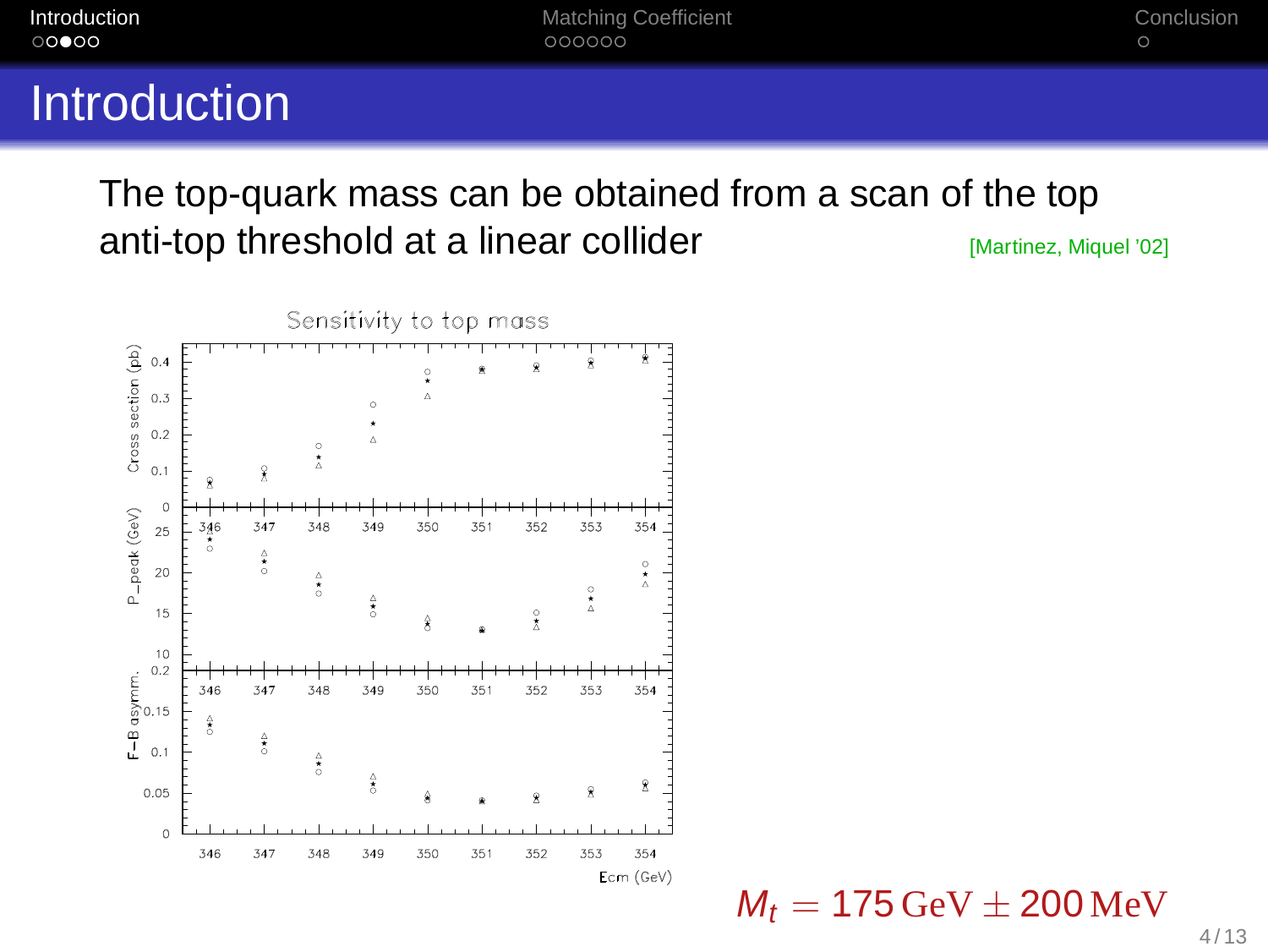# Introduction

The top-quark mass can be obtained from a scan of the top anti-top threshold at a linear collider [Martinez, Miquel '02]

Sensitivity to top mass

Cross section (pb)

0.4
0.3
0.2
0.1
0

P_peak (GeV)

25
20
15
10

F−B asymm.

0.2
0.15
0.1
0.05
0

346 347 348 349 350 351 352 353 354

Ecm (GeV)

$M_t = 175\,\mathrm{GeV} \pm 200\,\mathrm{MeV}$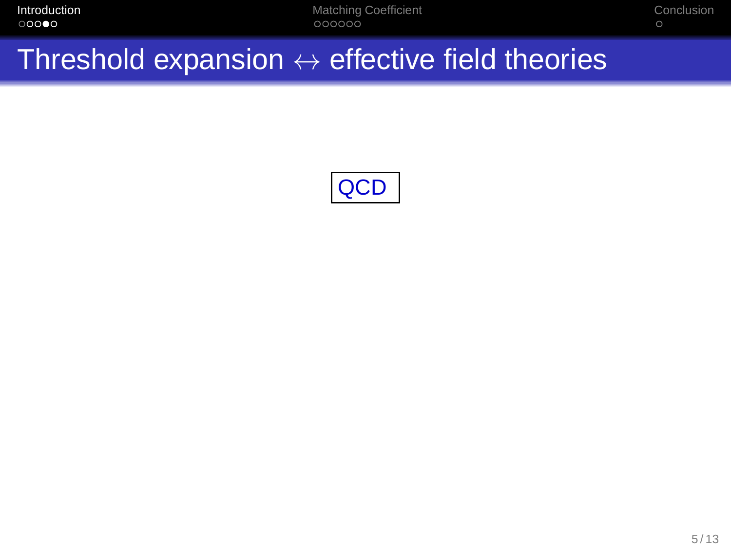# Threshold expansion $\leftrightarrow$ effective field theories

QCD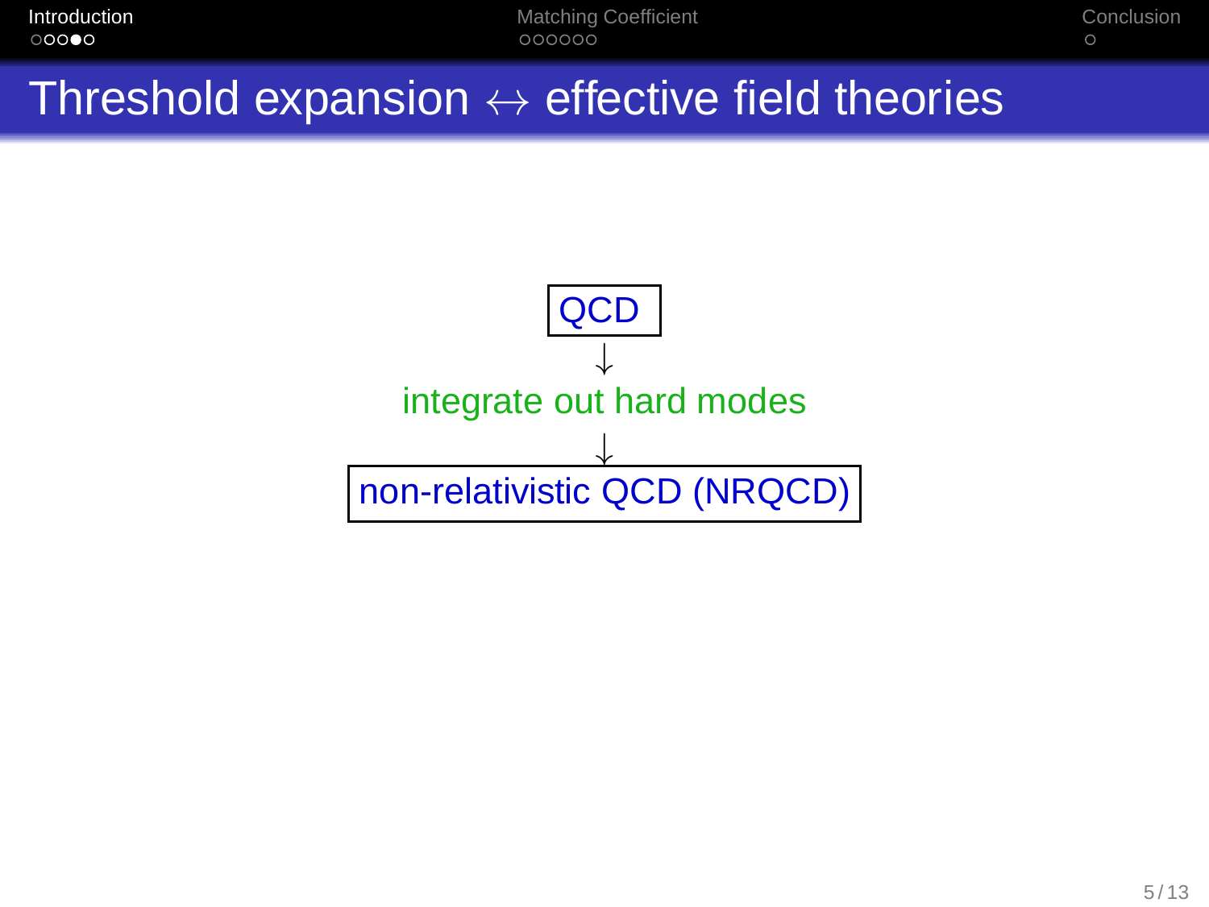# Threshold expansion $\leftrightarrow$ effective field theories

QCD

$\downarrow$

integrate out hard modes

$\downarrow$

non-relativistic QCD (NRQCD)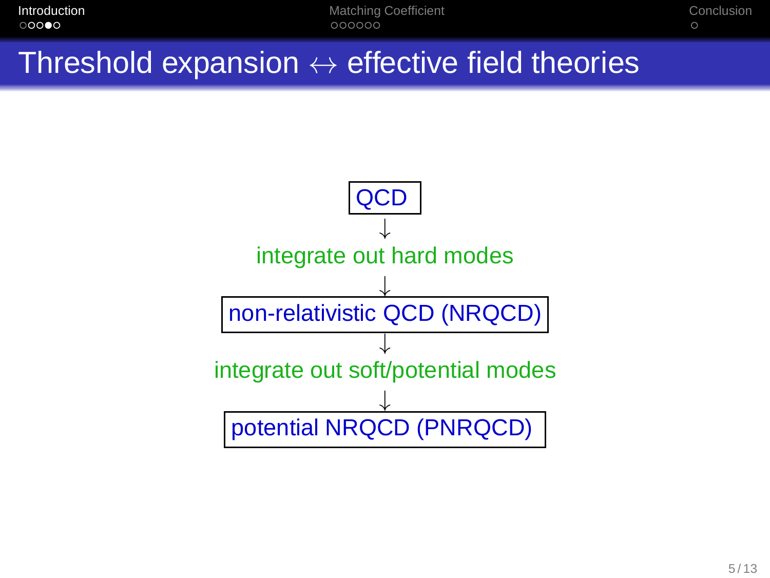# Threshold expansion $\leftrightarrow$ effective field theories

QCD

$\downarrow$

integrate out hard modes

$\downarrow$

non-relativistic QCD (NRQCD)

$\downarrow$

integrate out soft/potential modes

$\downarrow$

potential NRQCD (PNRQCD)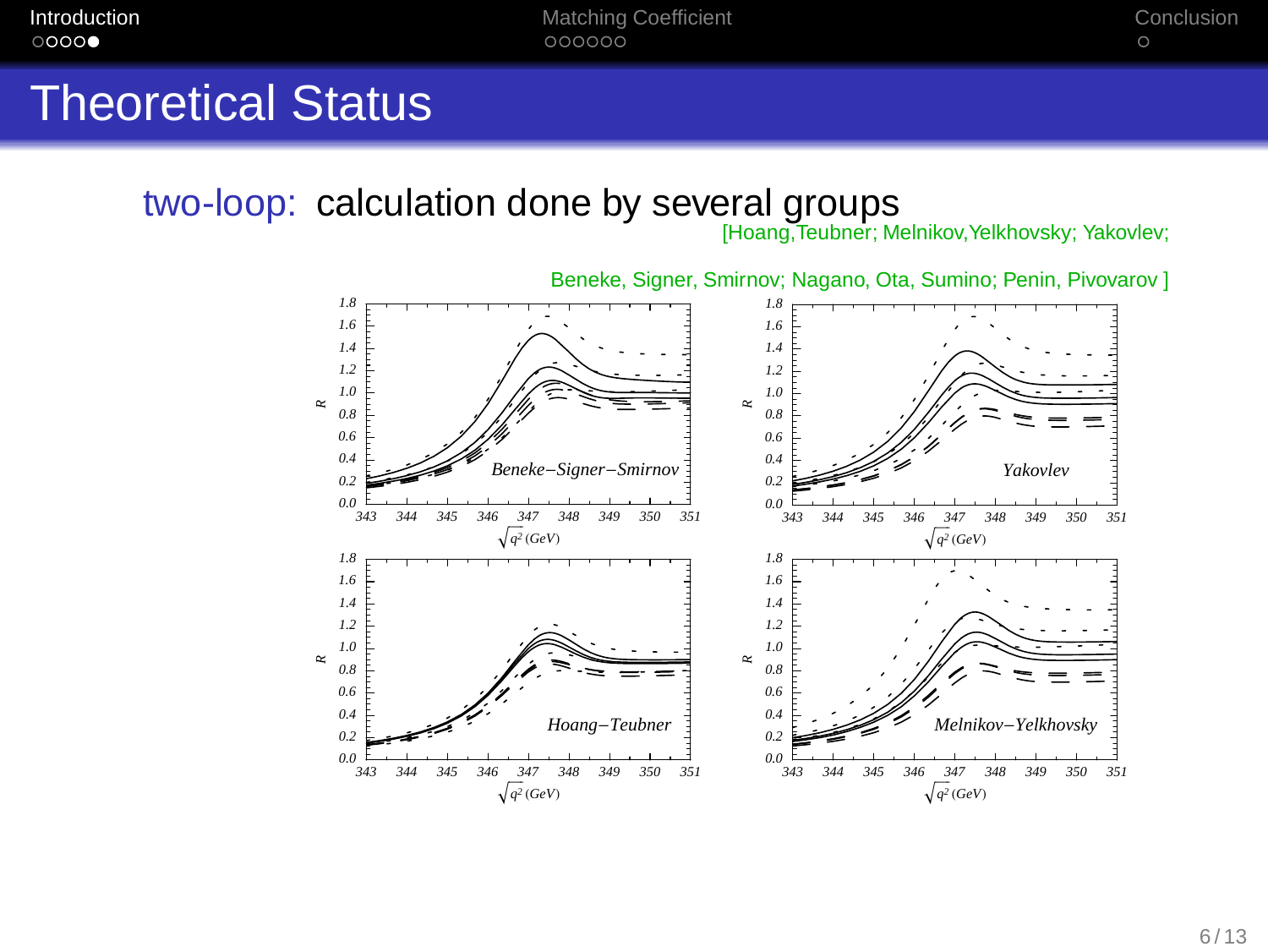# Theoretical Status

two-loop: calculation done by several groups

[Hoang,Teubner; Melnikov,Yelkhovsky; Yakovlev;

Beneke, Signer, Smirnov; Nagano, Ota, Sumino; Penin, Pivovarov ]

Beneke−Signer−Smirnov

Yakovlev

Hoang−Teubner

Melnikov−Yelkhovsky

$R$

1.8
1.6
1.4
1.2
1.0
0.8
0.6
0.4
0.2
0.0

343 344 345 346 347 348 349 350 351

$\sqrt{q^2}$ (GeV)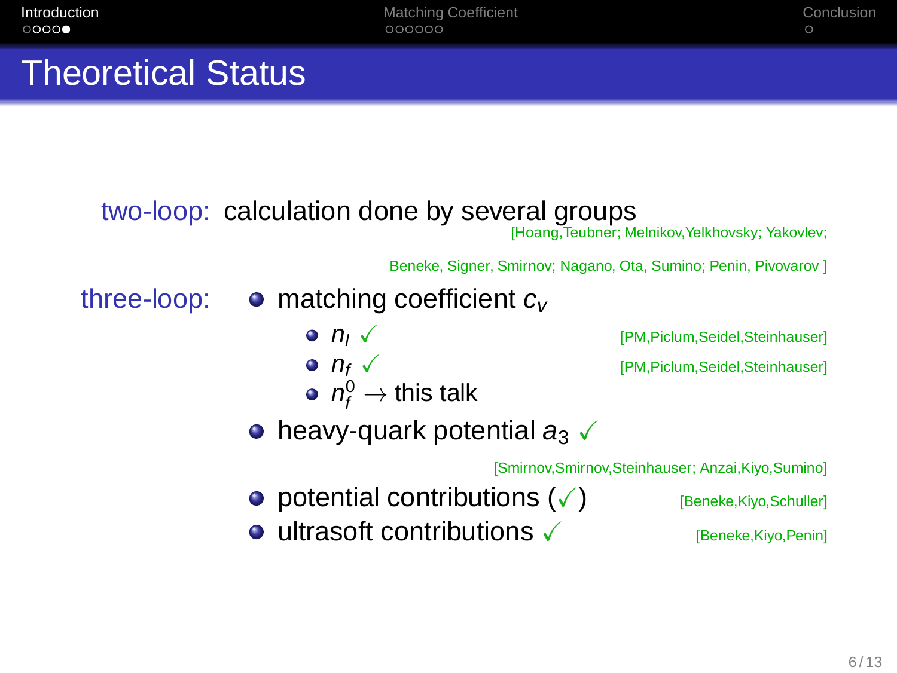# Theoretical Status

two-loop: calculation done by several groups

[Hoang,Teubner; Melnikov,Yelkhovsky; Yakovlev; Beneke, Signer, Smirnov; Nagano, Ota, Sumino; Penin, Pivovarov ]

three-loop:

- matching coefficient $c_v$
  - $n_l$ ✓ [PM,Piclum,Seidel,Steinhauser]
  - $n_f$ ✓ [PM,Piclum,Seidel,Steinhauser]
  - $n_f^0$ $\rightarrow$ this talk
- heavy-quark potential $a_3$ ✓

  [Smirnov,Smirnov,Steinhauser; Anzai,Kiyo,Sumino]
- potential contributions (✓) [Beneke,Kiyo,Schuller]
- ultrasoft contributions ✓ [Beneke,Kiyo,Penin]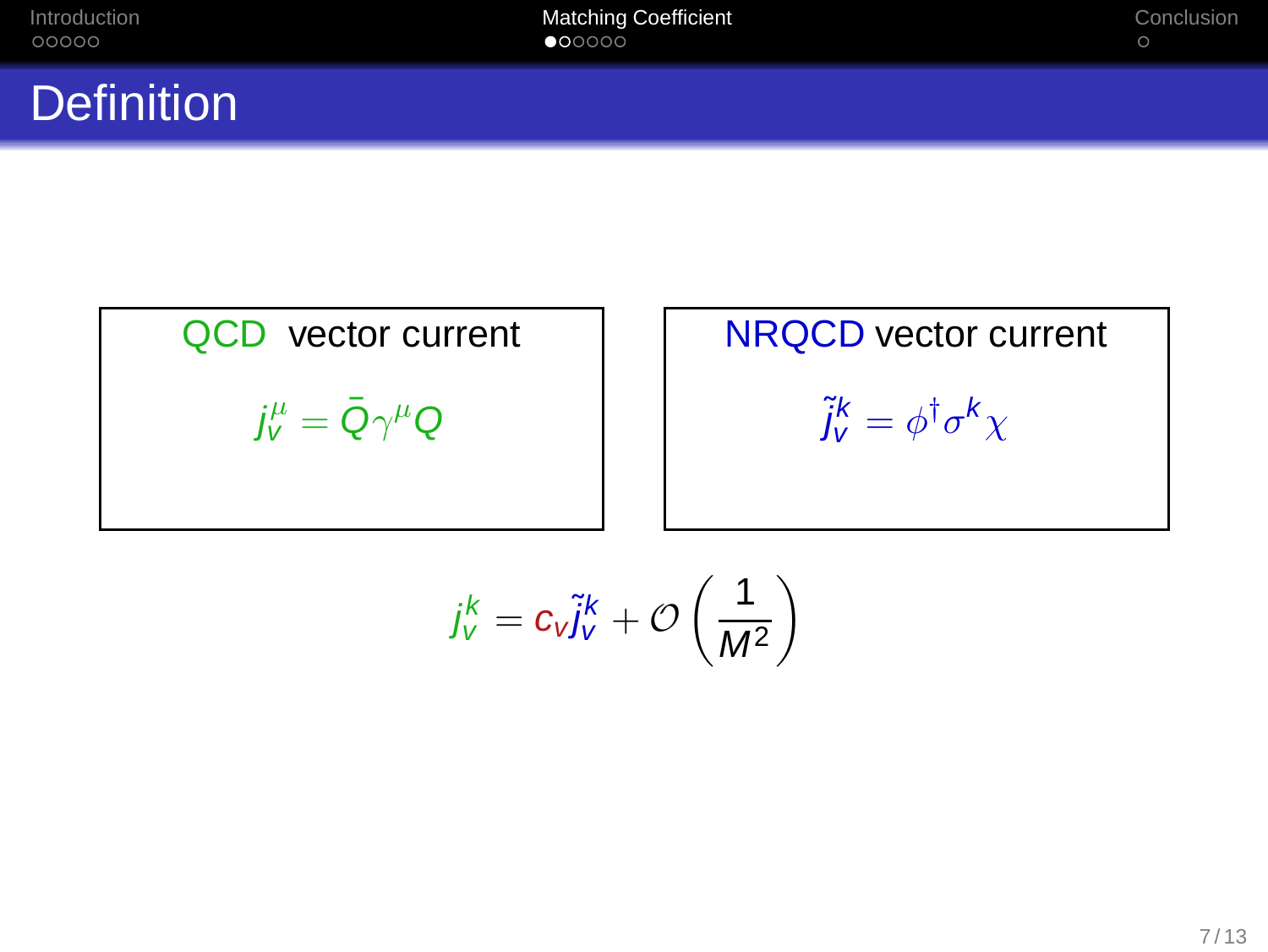# Definition

**QCD vector current**

$$j_v^\mu = \bar{Q}\gamma^\mu Q$$

**NRQCD vector current**

$$\tilde{j}_v^k = \phi^\dagger \sigma^k \chi$$

$$j_v^k = c_v \tilde{j}_v^k + \mathcal{O}\left(\frac{1}{M^2}\right)$$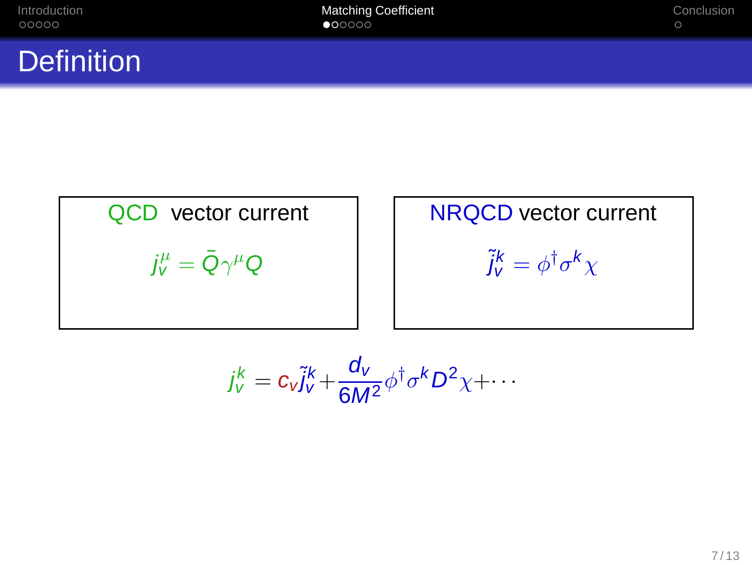# Definition

**QCD vector current**

$$j_v^\mu = \bar{Q}\gamma^\mu Q$$

**NRQCD vector current**

$$\tilde{j}_v^k = \phi^\dagger \sigma^k \chi$$

$$j_v^k = c_v \tilde{j}_v^k + \frac{d_v}{6M^2}\phi^\dagger \sigma^k D^2 \chi + \cdots$$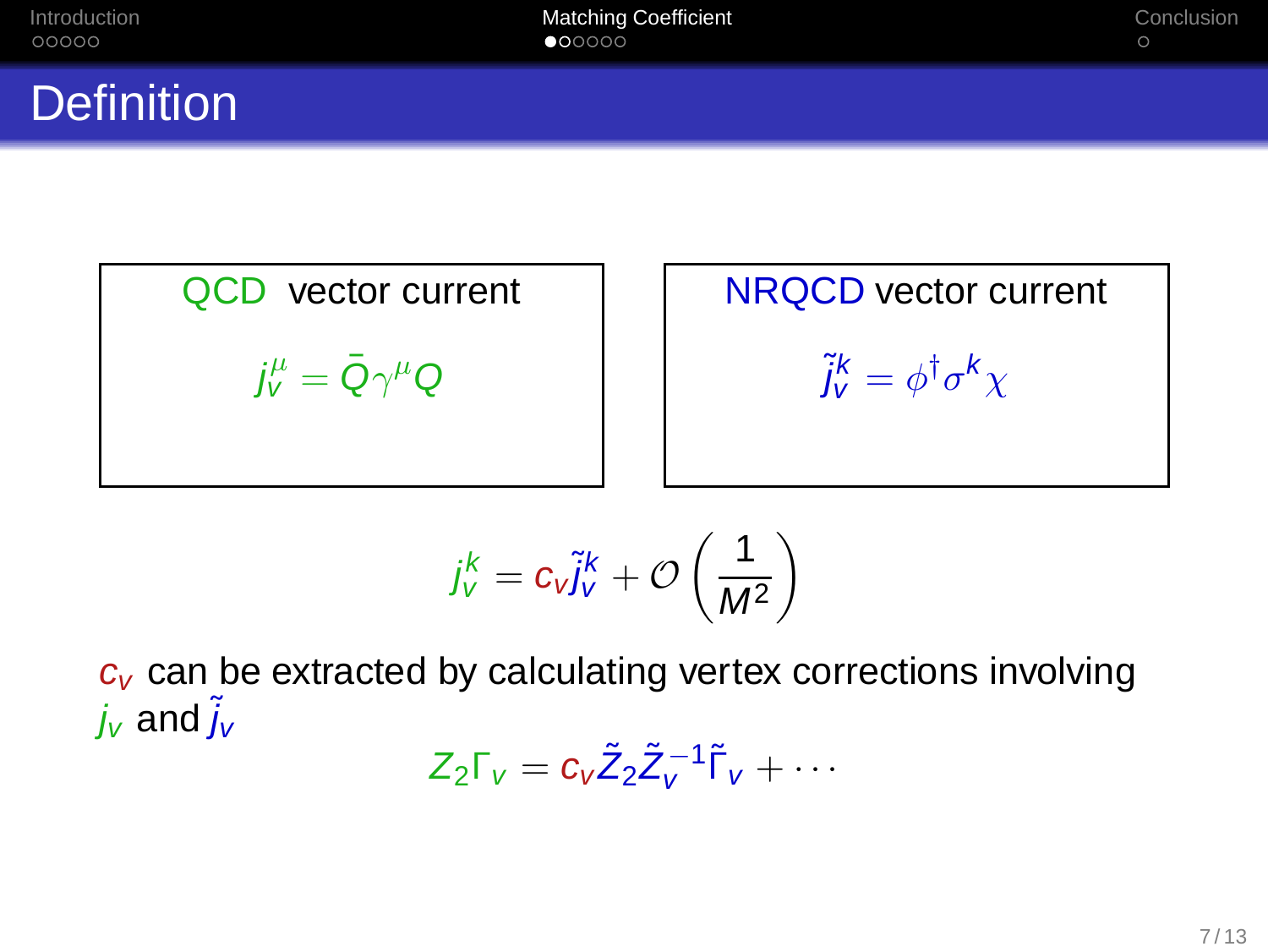# Definition

**QCD vector current**

$$j_v^\mu = \bar{Q}\gamma^\mu Q$$

**NRQCD vector current**

$$\tilde{j}_v^k = \phi^\dagger \sigma^k \chi$$

$$j_v^k = c_v \tilde{j}_v^k + \mathcal{O}\left(\frac{1}{M^2}\right)$$

$c_v$ can be extracted by calculating vertex corrections involving $j_v$ and $\tilde{j}_v$

$$Z_2 \Gamma_v = c_v \tilde{Z}_2 \tilde{Z}_v^{-1} \tilde{\Gamma}_v + \cdots$$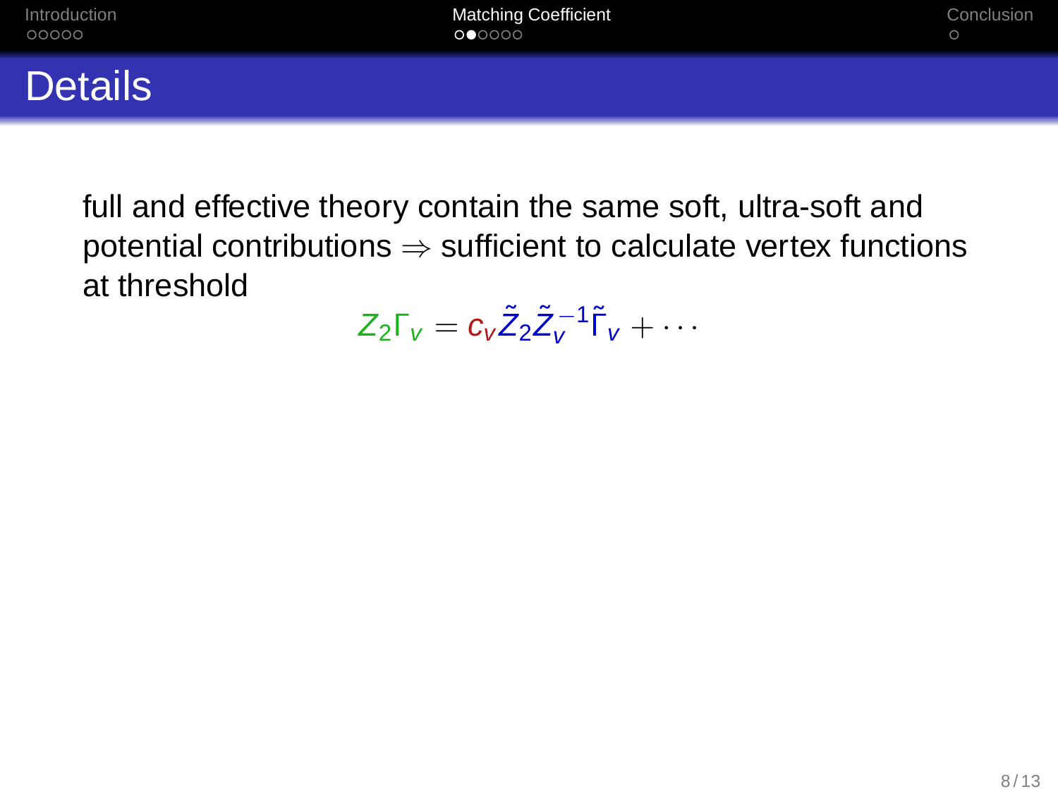# Details

full and effective theory contain the same soft, ultra-soft and potential contributions $\Rightarrow$ sufficient to calculate vertex functions at threshold

$$Z_2\Gamma_v = c_v \tilde{Z}_2 \tilde{Z}_v^{-1} \tilde{\Gamma}_v + \cdots$$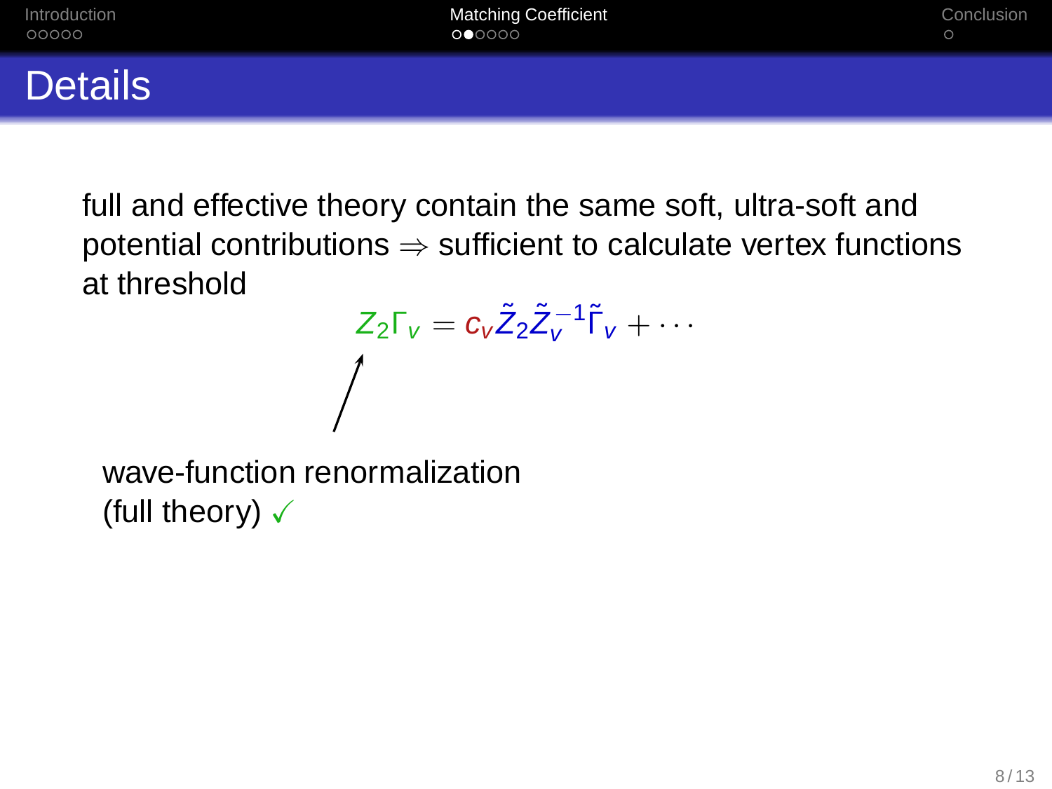# Details

full and effective theory contain the same soft, ultra-soft and potential contributions $\Rightarrow$ sufficient to calculate vertex functions at threshold

$$Z_2\Gamma_v = c_v \tilde{Z}_2 \tilde{Z}_v^{-1} \tilde{\Gamma}_v + \cdots$$

wave-function renormalization
(full theory) ✓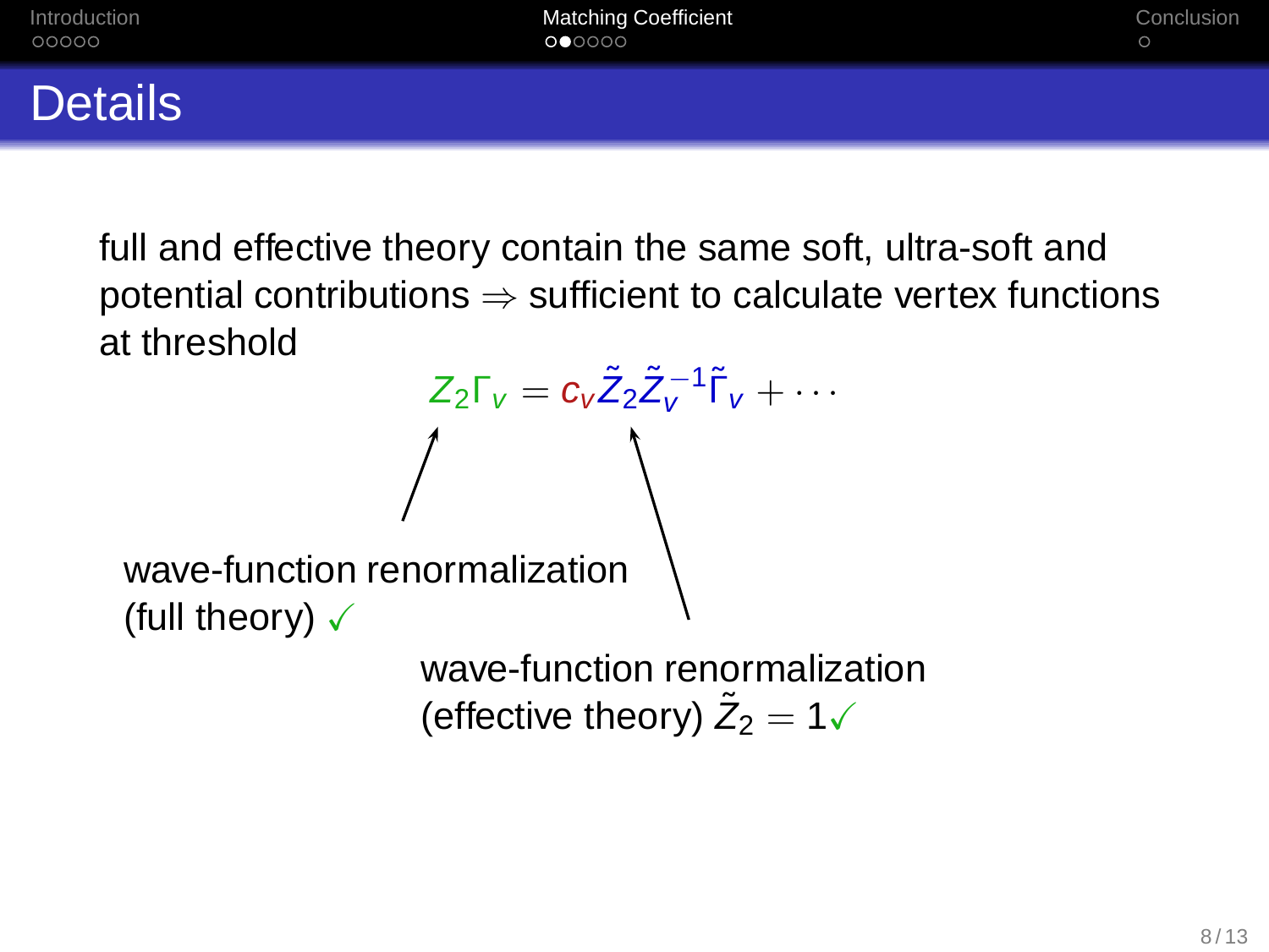# Details

full and effective theory contain the same soft, ultra-soft and potential contributions $\Rightarrow$ sufficient to calculate vertex functions at threshold

$$Z_2 \Gamma_v = c_v \tilde{Z}_2 \tilde{Z}_v^{-1} \tilde{\Gamma}_v + \cdots$$

wave-function renormalization (full theory) ✓

wave-function renormalization (effective theory) $\tilde{Z}_2 = 1$ ✓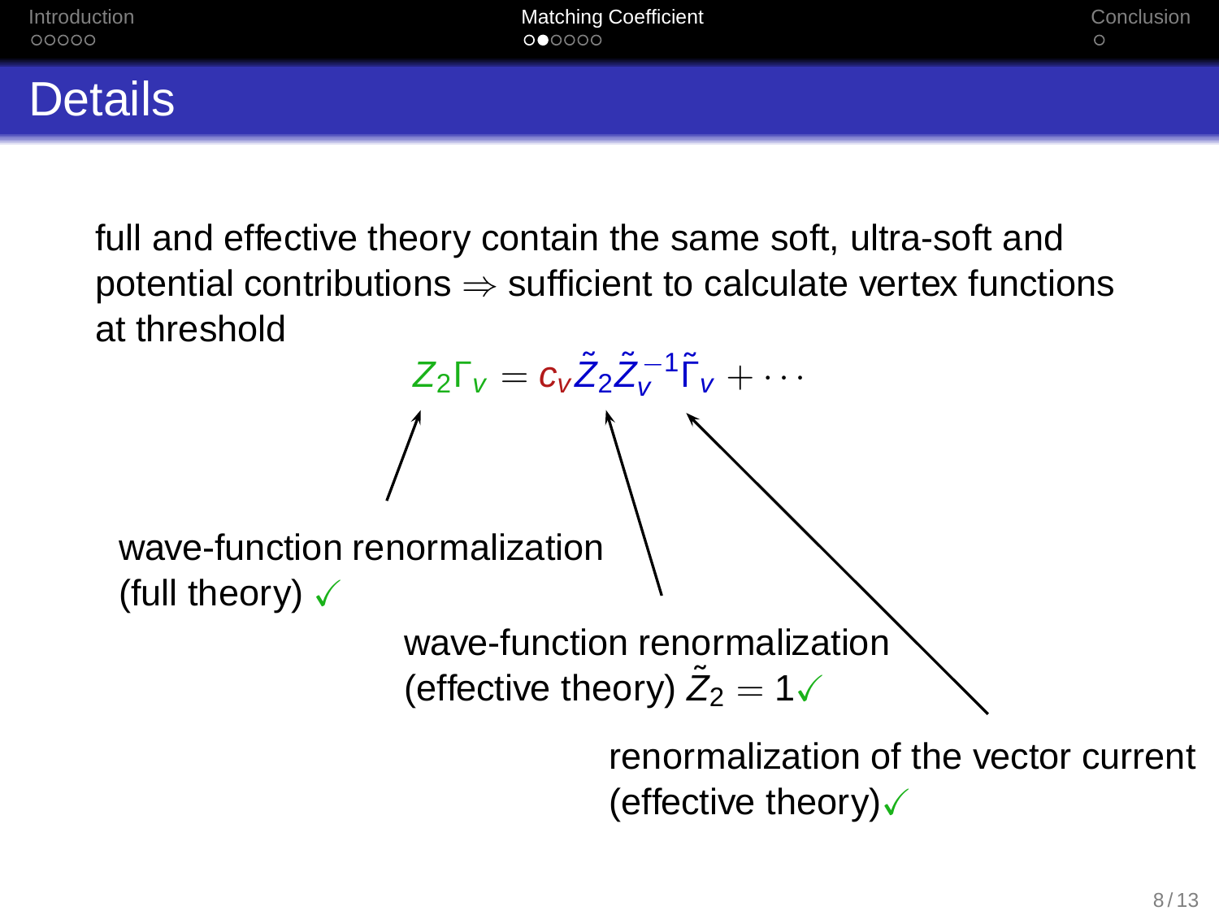# Details

full and effective theory contain the same soft, ultra-soft and potential contributions ⇒ sufficient to calculate vertex functions at threshold

$$Z_2\Gamma_v = c_v\tilde{Z}_2\tilde{Z}_v^{-1}\tilde{\Gamma}_v + \cdots$$

wave-function renormalization (full theory) ✓

wave-function renormalization (effective theory) $\tilde{Z}_2 = 1$ ✓

renormalization of the vector current (effective theory) ✓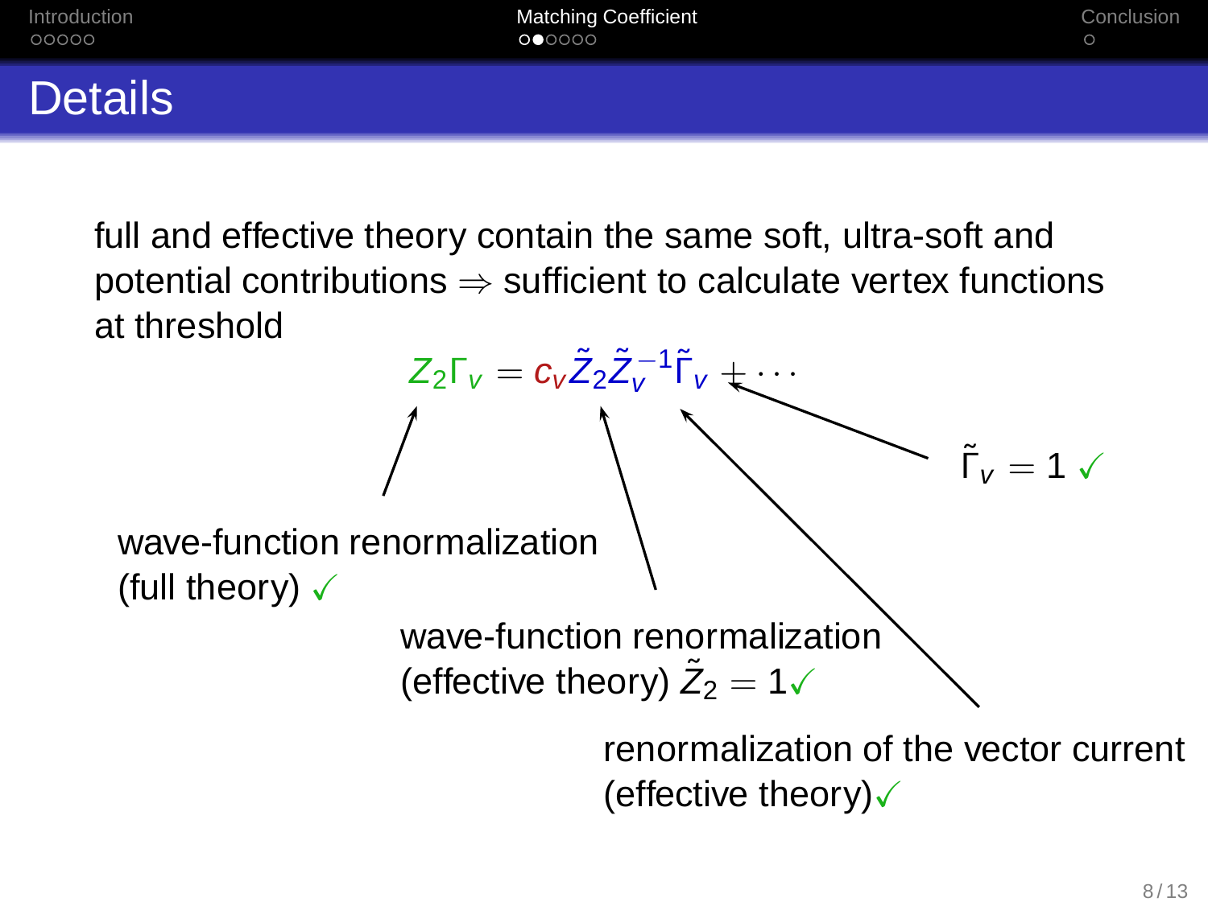# Details

full and effective theory contain the same soft, ultra-soft and potential contributions ⇒ sufficient to calculate vertex functions at threshold

$$Z_2\Gamma_v = c_v \tilde{Z}_2 \tilde{Z}_v^{-1} \tilde{\Gamma}_v + \cdots$$

$\tilde{\Gamma}_v = 1$ ✓

wave-function renormalization (full theory) ✓

wave-function renormalization (effective theory) $\tilde{Z}_2 = 1$ ✓

renormalization of the vector current (effective theory) ✓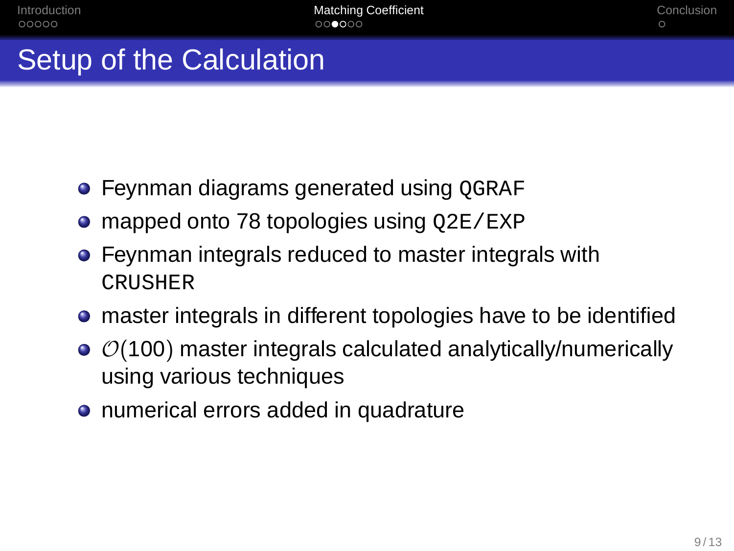# Setup of the Calculation

- Feynman diagrams generated using QGRAF
- mapped onto 78 topologies using Q2E/EXP
- Feynman integrals reduced to master integrals with CRUSHER
- master integrals in different topologies have to be identified
- $\mathcal{O}(100)$ master integrals calculated analytically/numerically using various techniques
- numerical errors added in quadrature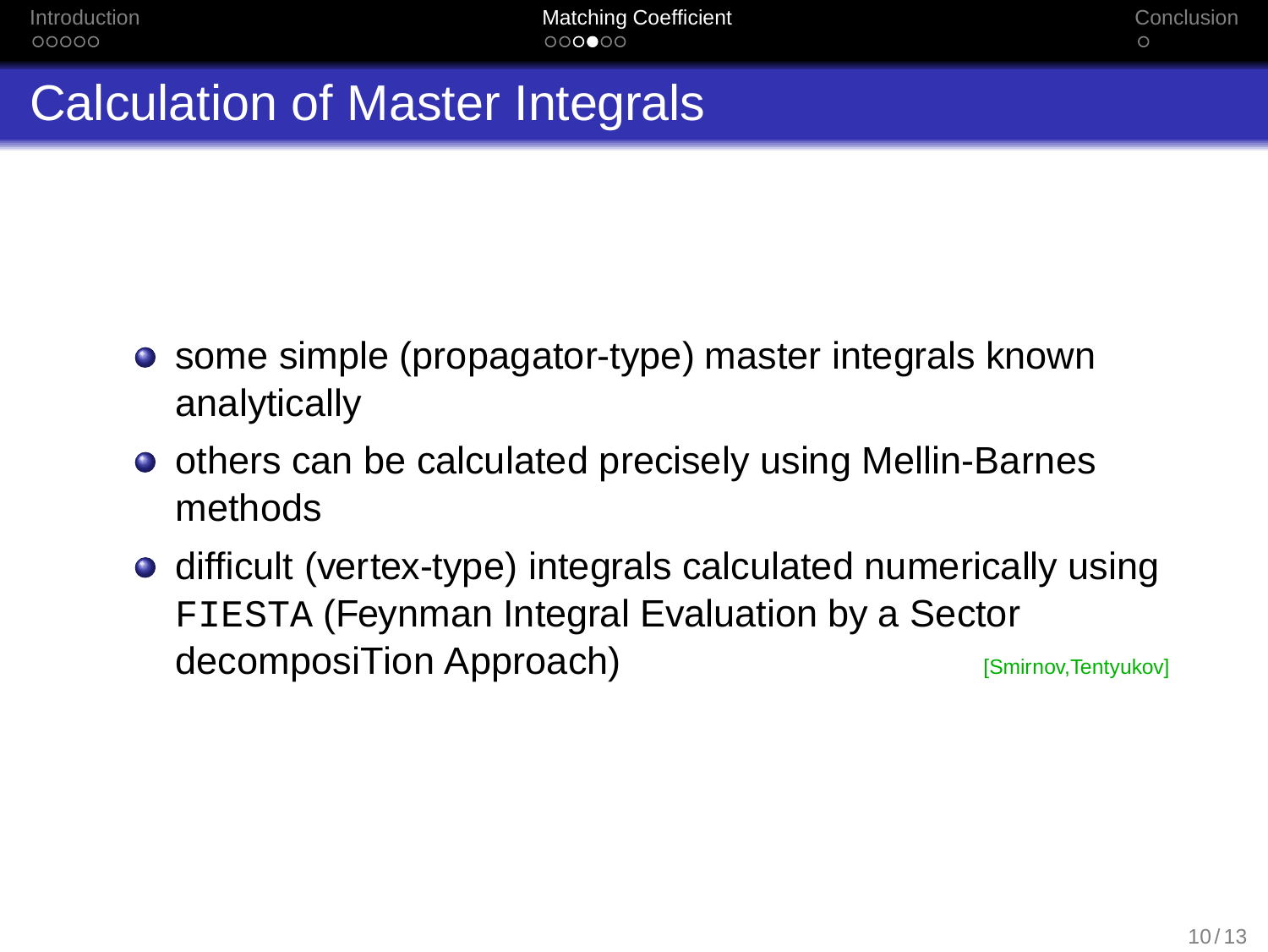# Calculation of Master Integrals

- some simple (propagator-type) master integrals known analytically
- others can be calculated precisely using Mellin-Barnes methods
- difficult (vertex-type) integrals calculated numerically using `FIESTA` (Feynman Integral Evaluation by a Sector decomposiTion Approach) [Smirnov,Tentyukov]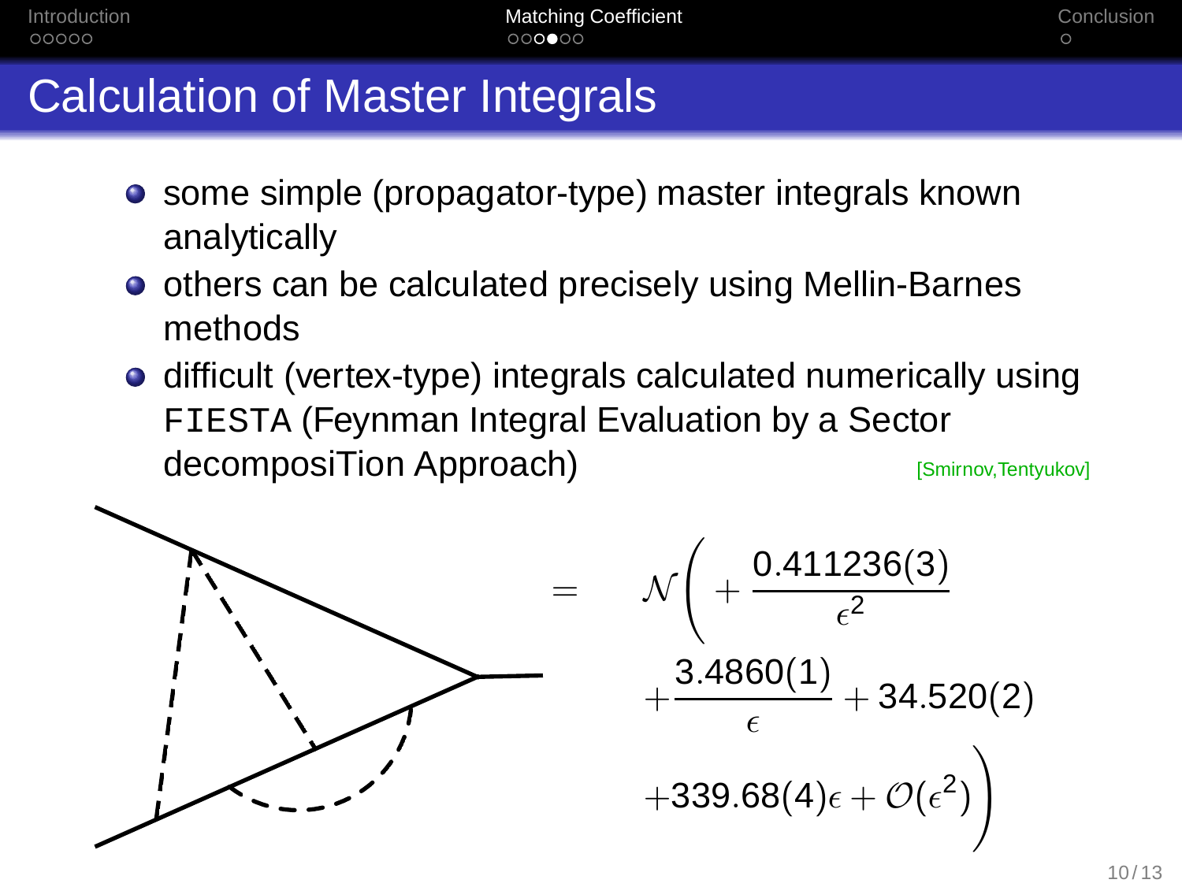# Calculation of Master Integrals

- some simple (propagator-type) master integrals known analytically
- others can be calculated precisely using Mellin-Barnes methods
- difficult (vertex-type) integrals calculated numerically using FIESTA (Feynman Integral Evaluation by a Sector decomposiTion Approach) [Smirnov,Tentyukov]

$$= \mathcal{N}\left( + \frac{0.411236(3)}{\epsilon^2} + \frac{3.4860(1)}{\epsilon} + 34.520(2) + 339.68(4)\epsilon + \mathcal{O}(\epsilon^2) \right)$$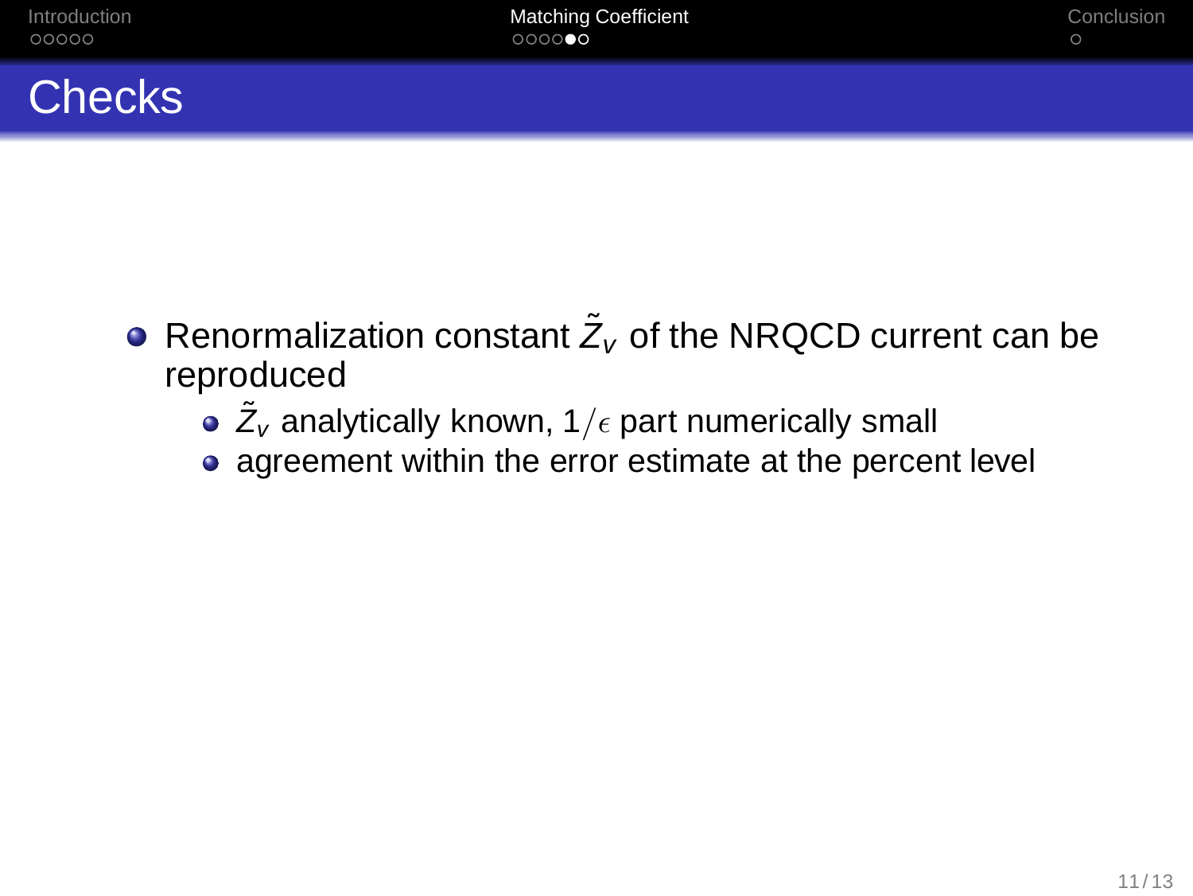# Checks

- Renormalization constant $\tilde{Z}_v$ of the NRQCD current can be reproduced
  - $\tilde{Z}_v$ analytically known, $1/\epsilon$ part numerically small
  - agreement within the error estimate at the percent level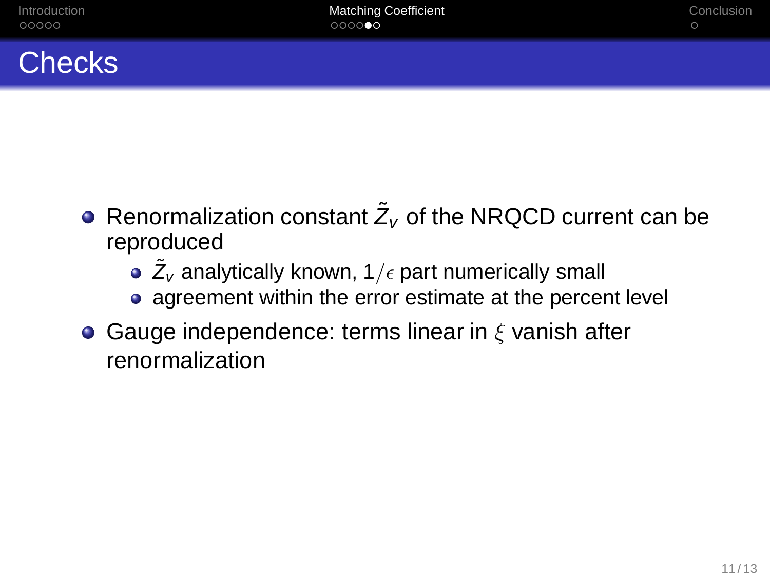# Checks

- Renormalization constant $\tilde{Z}_v$ of the NRQCD current can be reproduced
  - $\tilde{Z}_v$ analytically known, $1/\epsilon$ part numerically small
  - agreement within the error estimate at the percent level
- Gauge independence: terms linear in $\xi$ vanish after renormalization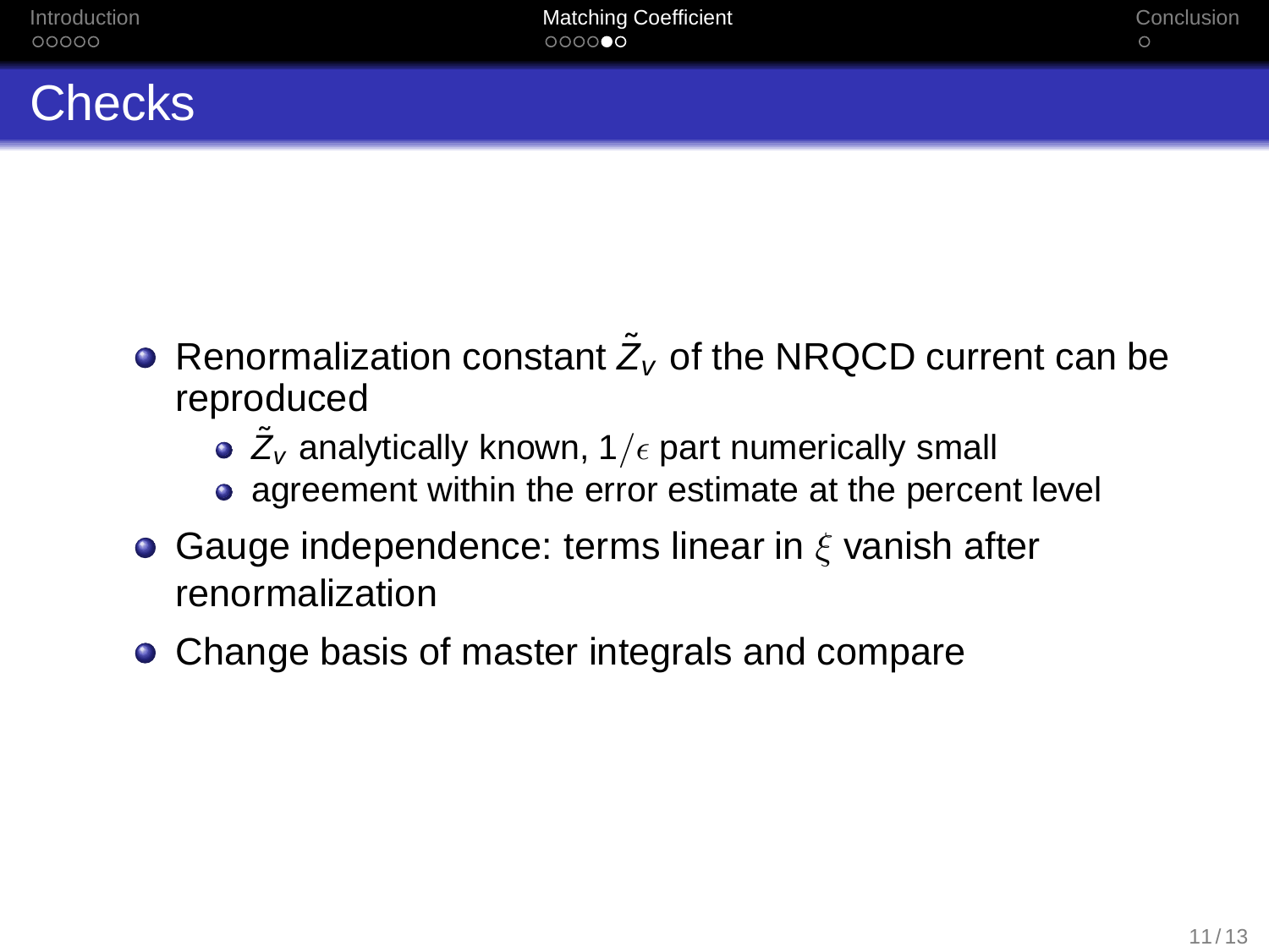# Checks

- Renormalization constant $\tilde{Z}_v$ of the NRQCD current can be reproduced
  - $\tilde{Z}_v$ analytically known, $1/\epsilon$ part numerically small
  - agreement within the error estimate at the percent level
- Gauge independence: terms linear in $\xi$ vanish after renormalization
- Change basis of master integrals and compare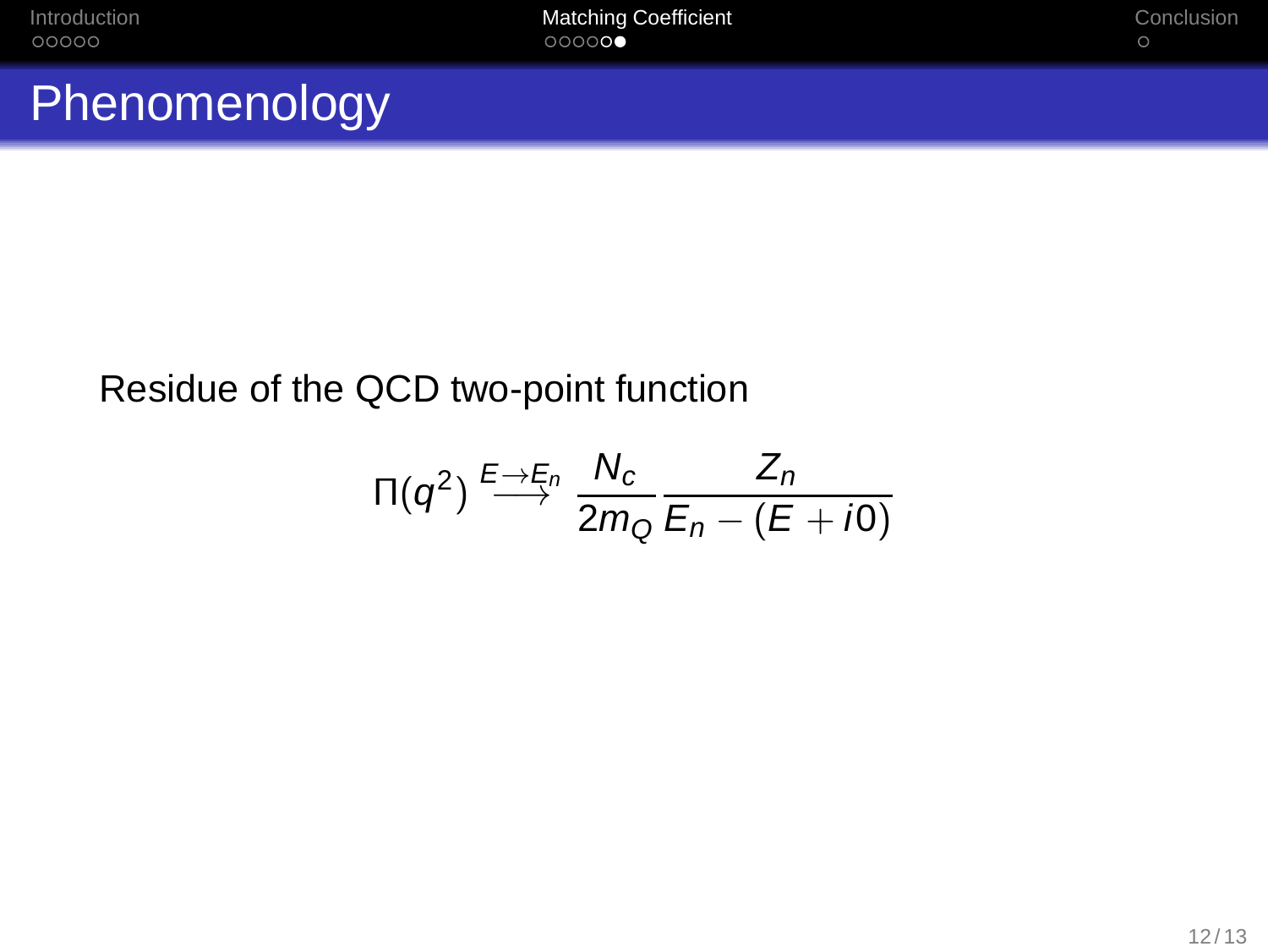# Phenomenology

Residue of the QCD two-point function

$$\Pi(q^2) \stackrel{E \to E_n}{\longrightarrow} \frac{N_c}{2m_Q} \frac{Z_n}{E_n - (E + i0)}$$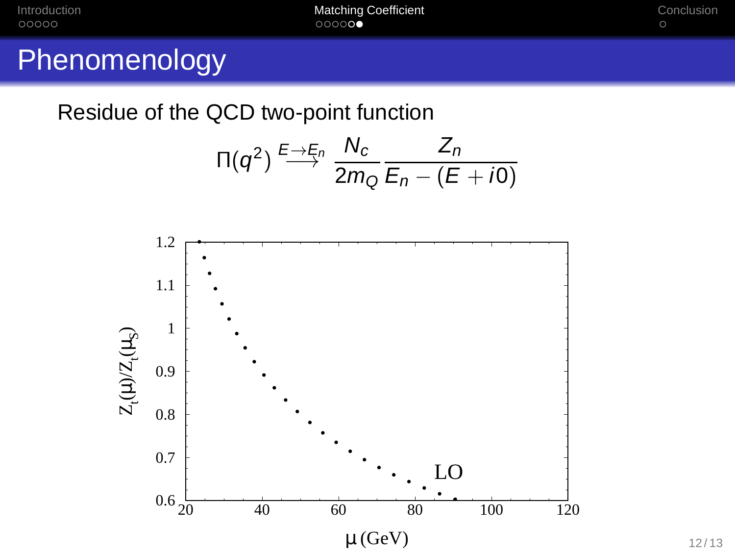# Phenomenology

Residue of the QCD two-point function

$$\Pi(q^2) \overset{E \to E_n}{\longrightarrow} \frac{N_c}{2m_Q} \frac{Z_n}{E_n - (E + i0)}$$

$Z_t(\mu)/Z_t(\mu_S)$

1.2
1.1
1
0.9
0.8
0.7
0.6

20
40
60
80
100
120

$\mu$ (GeV)

LO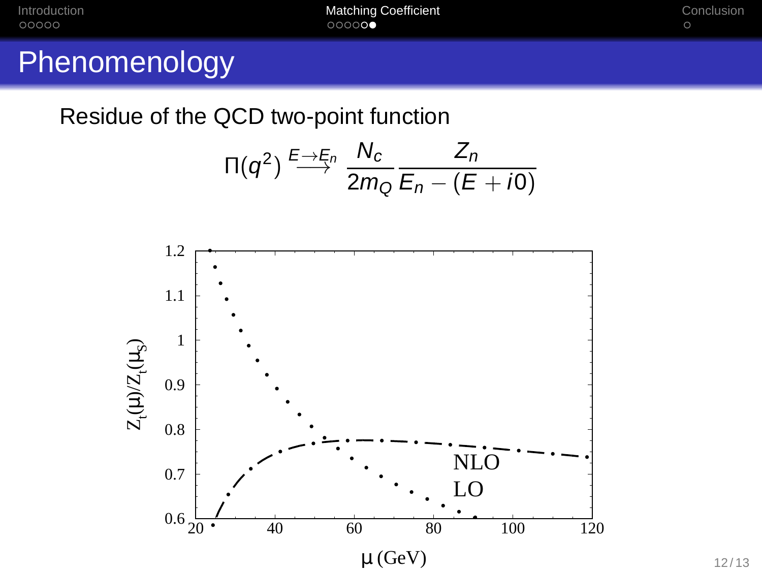# Phenomenology

Residue of the QCD two-point function

$$\Pi(q^2) \stackrel{E \to E_n}{\longrightarrow} \frac{N_c}{2m_Q} \frac{Z_n}{E_n - (E + i0)}$$

1.2
1.1
1
0.9
0.8
0.7
0.6

20
40
60
80
100
120

$Z_t(\mu)/Z_t(\mu_S)$

$\mu$ (GeV)

NLO

LO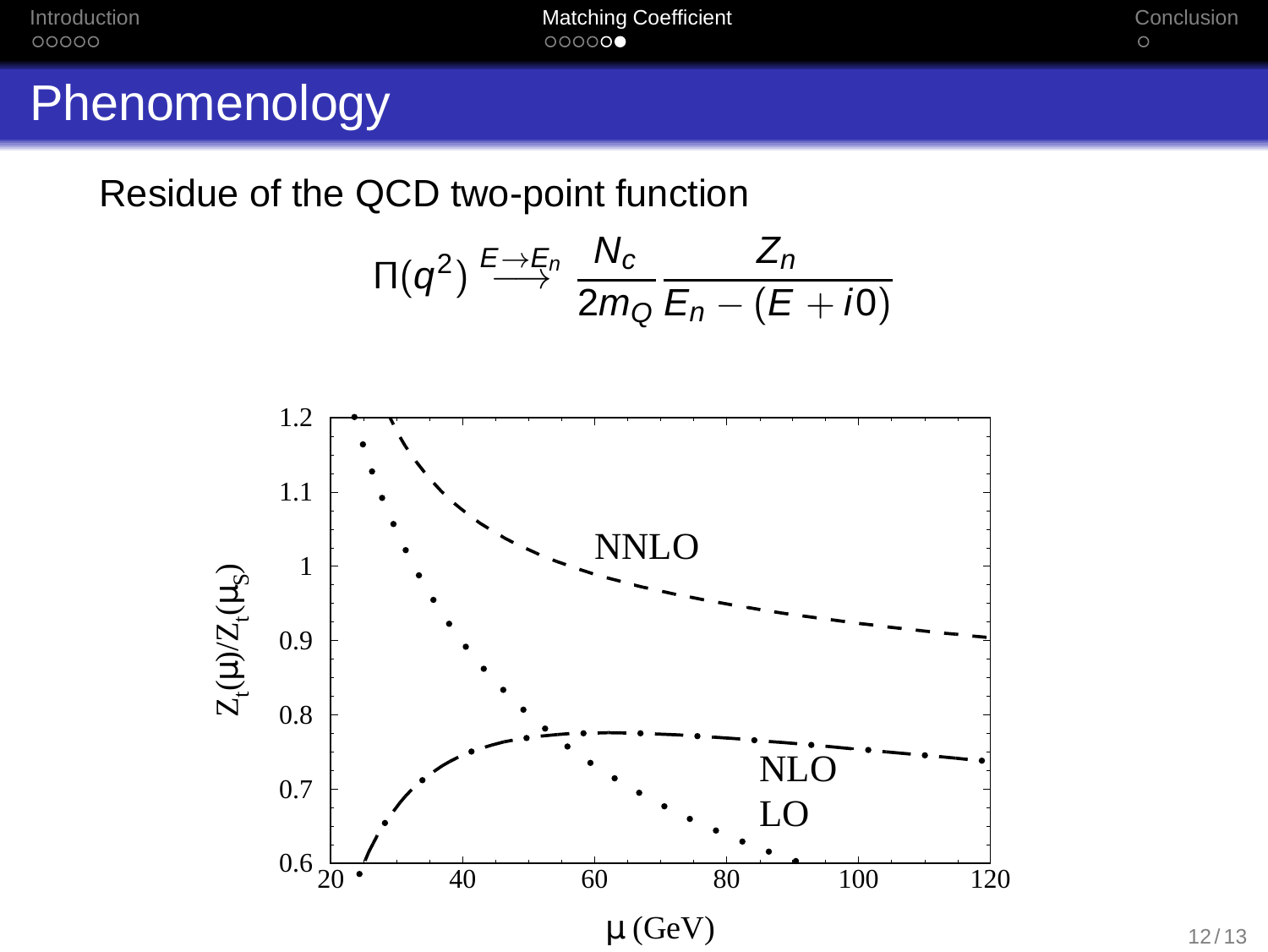# Phenomenology

Residue of the QCD two-point function

$$\Pi(q^2) \stackrel{E \to E_n}{\longrightarrow} \frac{N_c}{2m_Q} \frac{Z_n}{E_n - (E + i0)}$$

1.2
1.1
1
0.9
0.8
0.7
0.6

20
40
60
80
100
120

$Z_t(\mu)/Z_t(\mu_S)$

$\mu$ (GeV)

NNLO

NLO

LO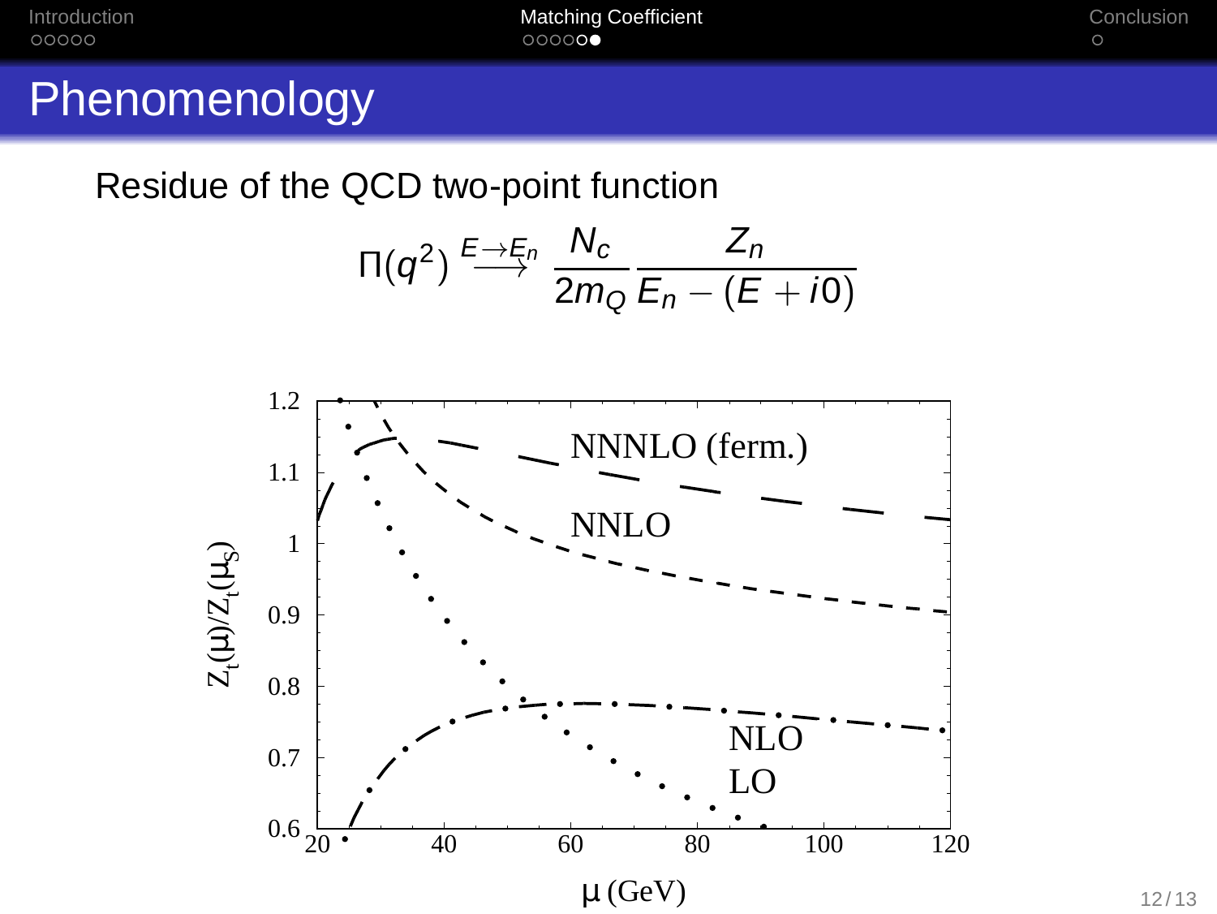# Phenomenology

Residue of the QCD two-point function

$$\Pi(q^2) \overset{E \to E_n}{\longrightarrow} \frac{N_c}{2m_Q} \frac{Z_n}{E_n - (E + i0)}$$

| $\mu$ (GeV) | 20 | 40 | 60 | 80 | 100 | 120 |
|---|---|---|---|---|---|---|

$Z_t(\mu)/Z_t(\mu_S)$ vs. $\mu$ (GeV); curves: LO, NLO, NNLO, NNNLO (ferm.)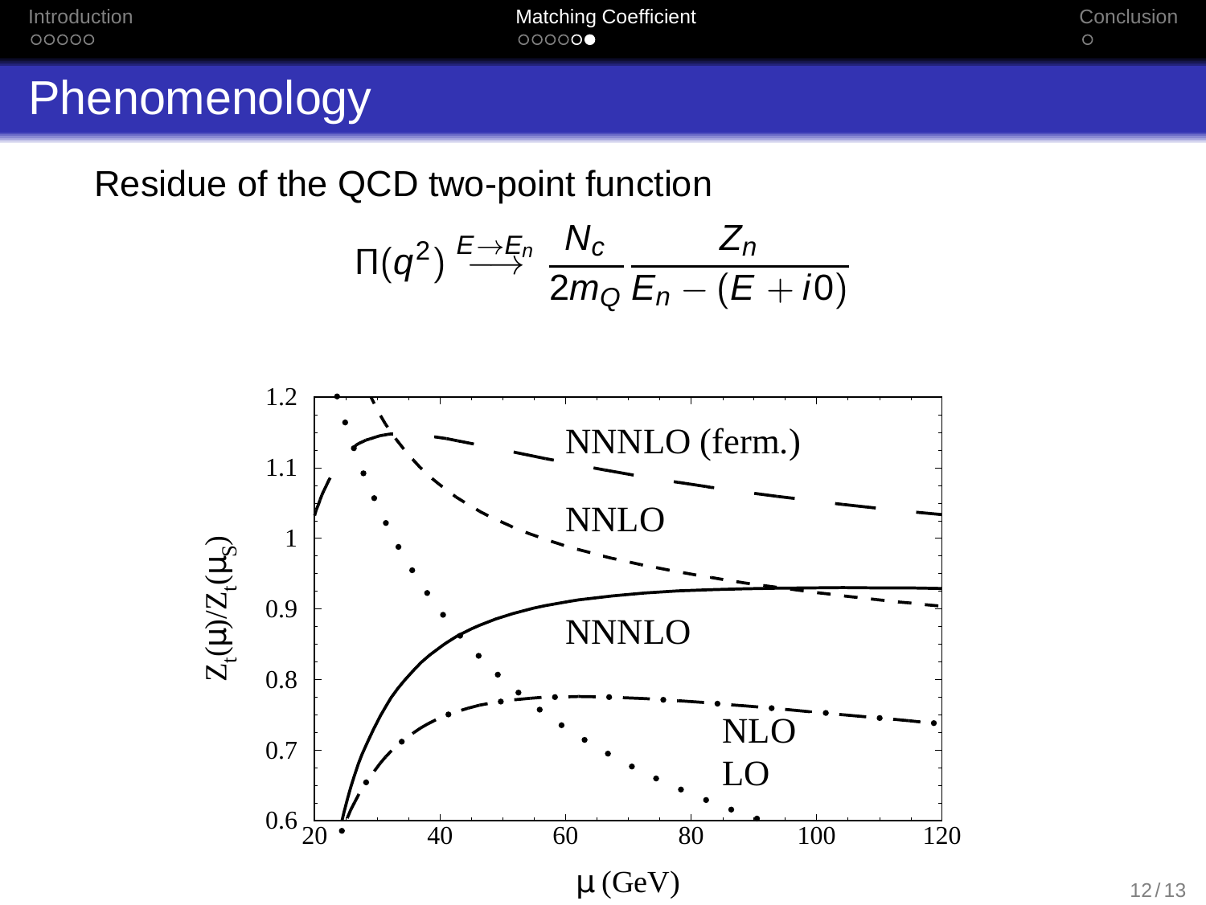# Phenomenology

Residue of the QCD two-point function

$$\Pi(q^2) \stackrel{E\to E_n}{\longrightarrow} \frac{N_c}{2m_Q} \frac{Z_n}{E_n - (E + i0)}$$

$Z_t(\mu)/Z_t(\mu_S)$

1.2
1.1
1
0.9
0.8
0.7
0.6

20
40
60
80
100
120

$\mu$ (GeV)

NNNLO (ferm.)

NNLO

NNNLO

NLO

LO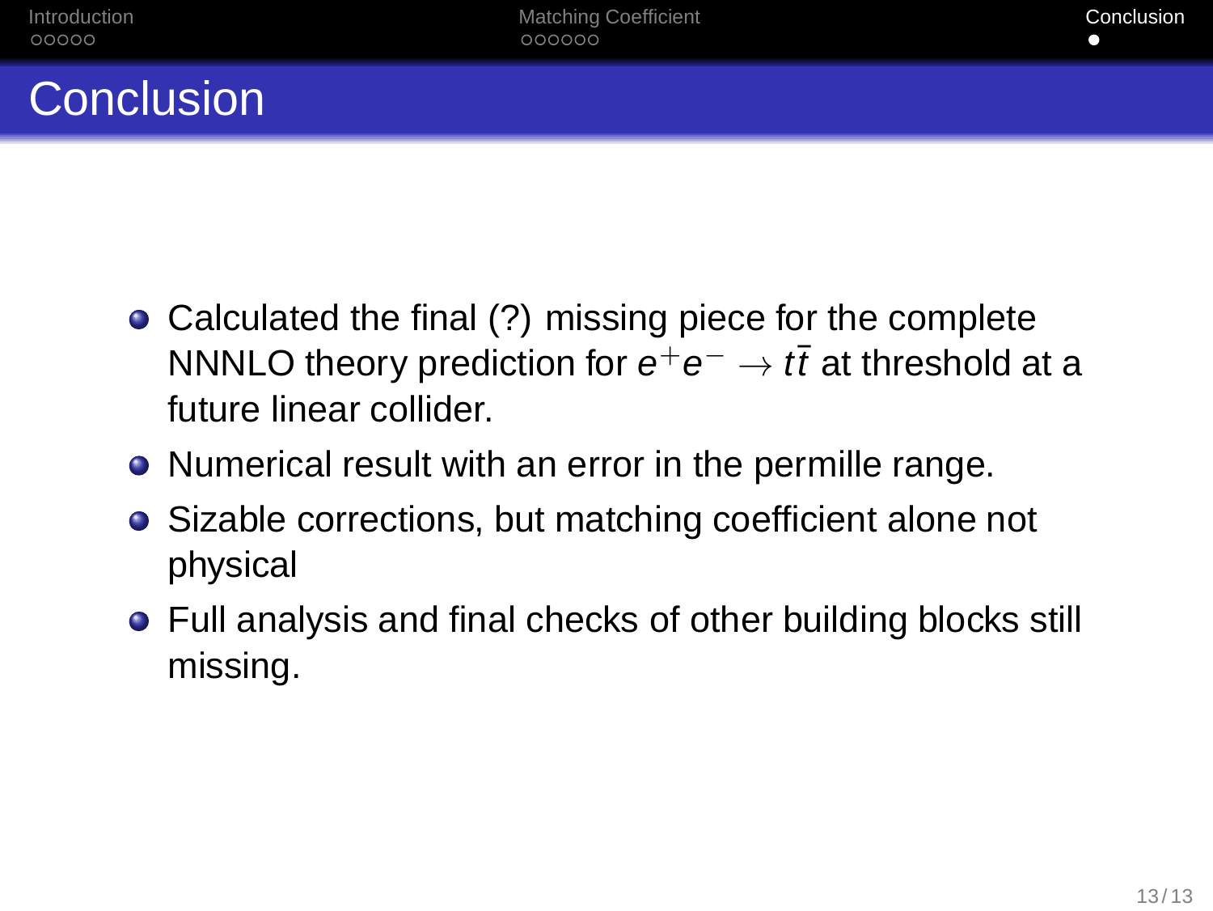# Conclusion

- Calculated the final (?) missing piece for the complete NNNLO theory prediction for $e^+e^- \to t\bar{t}$ at threshold at a future linear collider.
- Numerical result with an error in the permille range.
- Sizable corrections, but matching coefficient alone not physical
- Full analysis and final checks of other building blocks still missing.